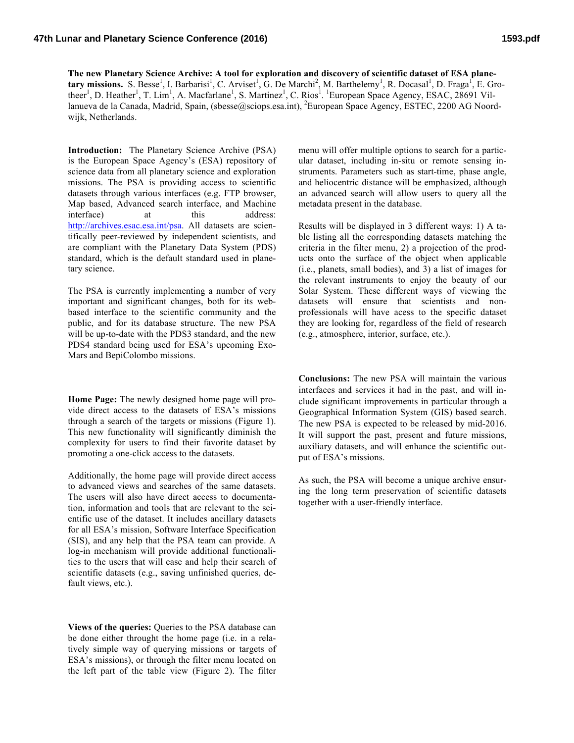**The new Planetary Science Archive: A tool for exploration and discovery of scientific dataset of ESA planetary missions.** S. Besse[1], I. Barbarisi[1], C. Arviset[1], G. De Marchi[2], M. Barthelemy[1], R. Docasal[1], D. Fraga[1], E. Grotheer[1], D. Heather[1], T. Lim[1], A. Macfarlane[1], S. Martinez[1], C. Rios[1]. [1]European Space Agency, ESAC, 28691 Villanueva de la Canada, Madrid, Spain, (sbesse@sciops.esa.int), [2]European Space Agency, ESTEC, 2200 AG Noordwijk, Netherlands.

**Introduction:** The Planetary Science Archive (PSA) is the European Space Agency's (ESA) repository of science data from all planetary science and exploration missions. The PSA is providing access to scientific datasets through various interfaces (e.g. FTP browser, Map based, Advanced search interface, and Machine interface) at this address: http://archives.esac.esa.int/psa. All datasets are scientifically peer-reviewed by independent scientists, and are compliant with the Planetary Data System (PDS) standard, which is the default standard used in planetary science.

The PSA is currently implementing a number of very important and significant changes, both for its web-based interface to the scientific community and the public, and for its database structure. The new PSA will be up-to-date with the PDS3 standard, and the new PDS4 standard being used for ESA's upcoming ExoMars and BepiColombo missions.

**Home Page:** The newly designed home page will provide direct access to the datasets of ESA's missions through a search of the targets or missions (Figure 1). This new functionality will significantly diminish the complexity for users to find their favorite dataset by promoting a one-click access to the datasets.

Additionally, the home page will provide direct access to advanced views and searches of the same datasets. The users will also have direct access to documentation, information and tools that are relevant to the scientific use of the dataset. It includes ancillary datasets for all ESA's mission, Software Interface Specification (SIS), and any help that the PSA team can provide. A log-in mechanism will provide additional functionalities to the users that will ease and help their search of scientific datasets (e.g., saving unfinished queries, default views, etc.).

**Views of the queries:** Queries to the PSA database can be done either throught the home page (i.e. in a relatively simple way of querying missions or targets of ESA's missions), or through the filter menu located on the left part of the table view (Figure 2). The filter menu will offer multiple options to search for a particular dataset, including in-situ or remote sensing instruments. Parameters such as start-time, phase angle, and heliocentric distance will be emphasized, although an advanced search will allow users to query all the metadata present in the database.

Results will be displayed in 3 different ways: 1) A table listing all the corresponding datasets matching the criteria in the filter menu, 2) a projection of the products onto the surface of the object when applicable (i.e., planets, small bodies), and 3) a list of images for the relevant instruments to enjoy the beauty of our Solar System. These different ways of viewing the datasets will ensure that scientists and non-professionals will have acess to the specific dataset they are looking for, regardless of the field of research (e.g., atmosphere, interior, surface, etc.).

**Conclusions:** The new PSA will maintain the various interfaces and services it had in the past, and will include significant improvements in particular through a Geographical Information System (GIS) based search. The new PSA is expected to be released by mid-2016. It will support the past, present and future missions, auxiliary datasets, and will enhance the scientific output of ESA's missions.

As such, the PSA will become a unique archive ensuring the long term preservation of scientific datasets together with a user-friendly interface.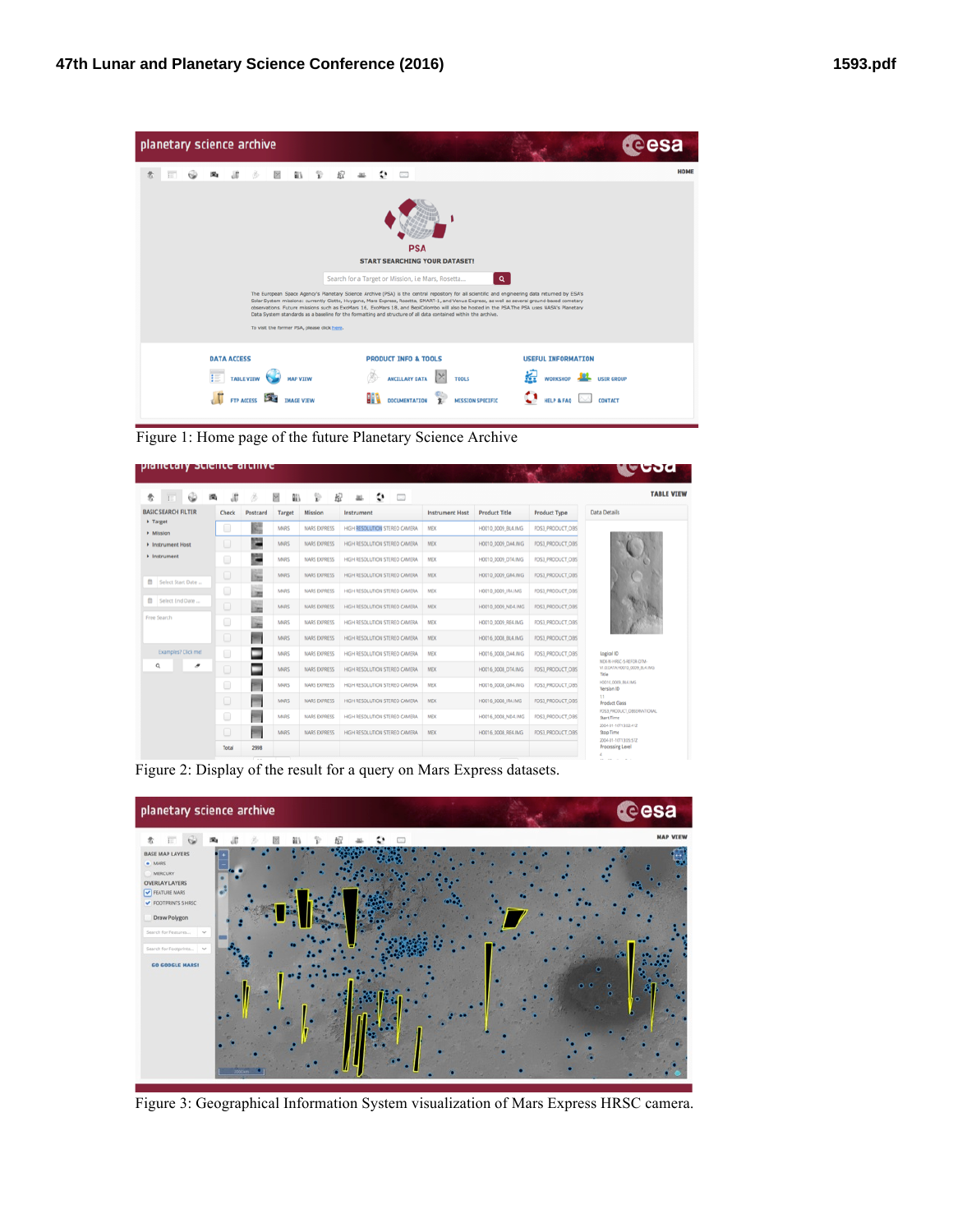Figure 1: Home page of the future Planetary Science Archive

Figure 2: Display of the result for a query on Mars Express datasets.

Figure 3: Geographical Information System visualization of Mars Express HRSC camera.